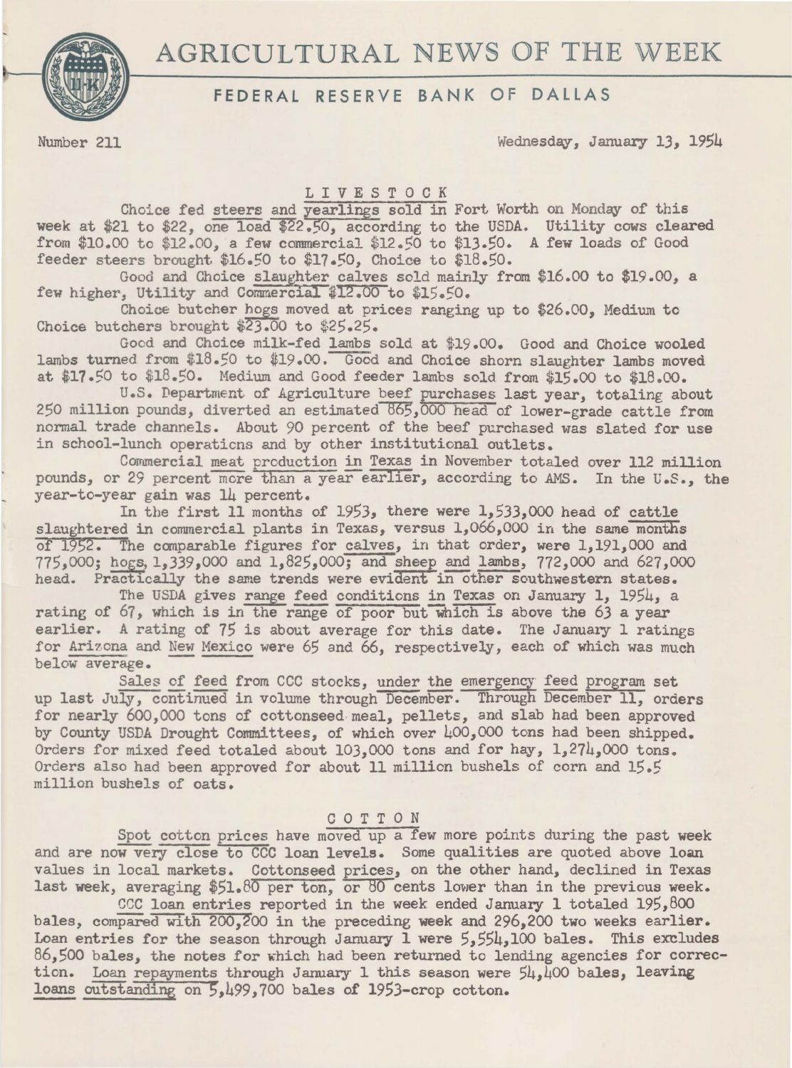# AGRICULTURAL NEWS OF THE WEEK

## FEDERAL RESERVE BANK OF DALLAS

Number 211 Wednesday, January 13, 1954

### LIVESTOCK

Choice fed steers and yearlings sold in Fort Worth on Monday of this week at $21 to $22, one load $22.50, according to the USDA. Utility cows cleared from $10.00 to $12.00, a few commercial $12.50 to $13.50. A few loads of Good feeder steers brought $16.50 to $17.50, Choice to $18.50.

Good and Choice slaughter calves sold mainly from $16.00 to $19.00, a few higher, Utility and Commercial $12.00 to $15.50.

Choice butcher hogs moved at prices ranging up to $26.00, Medium to Choice butchers brought $23.00 to $25.25.

Good and Choice milk-fed lambs sold at $19.00. Good and Choice wooled lambs turned from $18.50 to $19.00. Good and Choice shorn slaughter lambs moved at $17.50 to $18.50. Medium and Good feeder lambs sold from $15.00 to $18.00.

U.S. Department of Agriculture beef purchases last year, totaling about 250 million pounds, diverted an estimated 865,000 head of lower-grade cattle from normal trade channels. About 90 percent of the beef purchased was slated for use in school-lunch operations and by other institutional outlets.

Commercial meat production in Texas in November totaled over 112 million pounds, or 29 percent more than a year earlier, according to AMS. In the U.S., the year-to-year gain was 14 percent.

In the first 11 months of 1953, there were 1,533,000 head of cattle slaughtered in commercial plants in Texas, versus 1,066,000 in the same months of 1952. The comparable figures for calves, in that order, were 1,191,000 and 775,000; hogs, 1,339,000 and 1,825,000; and sheep and lambs, 772,000 and 627,000 head. Practically the same trends were evident in other southwestern states.

The USDA gives range feed conditions in Texas on January 1, 1954, a rating of 67, which is in the range of poor but which is above the 63 a year earlier. A rating of 75 is about average for this date. The January 1 ratings for Arizona and New Mexico were 65 and 66, respectively, each of which was much below average.

Sales of feed from CCC stocks, under the emergency feed program set up last July, continued in volume through December. Through December 11, orders for nearly 600,000 tons of cottonseed meal, pellets, and slab had been approved by County USDA Drought Committees, of which over 400,000 tons had been shipped. Orders for mixed feed totaled about 103,000 tons and for hay, 1,274,000 tons. Orders also had been approved for about 11 million bushels of corn and 15.5 million bushels of oats.

### COTTON

Spot cotton prices have moved up a few more points during the past week and are now very close to CCC loan levels. Some qualities are quoted above loan values in local markets. Cottonseed prices, on the other hand, declined in Texas last week, averaging $51.80 per ton, or 80 cents lower than in the previous week.

CCC loan entries reported in the week ended January 1 totaled 195,800 bales, compared with 200,200 in the preceding week and 296,200 two weeks earlier. Loan entries for the season through January 1 were 5,554,100 bales. This excludes 86,500 bales, the notes for which had been returned to lending agencies for correction. Loan repayments through January 1 this season were 54,400 bales, leaving loans outstanding on 5,499,700 bales of 1953-crop cotton.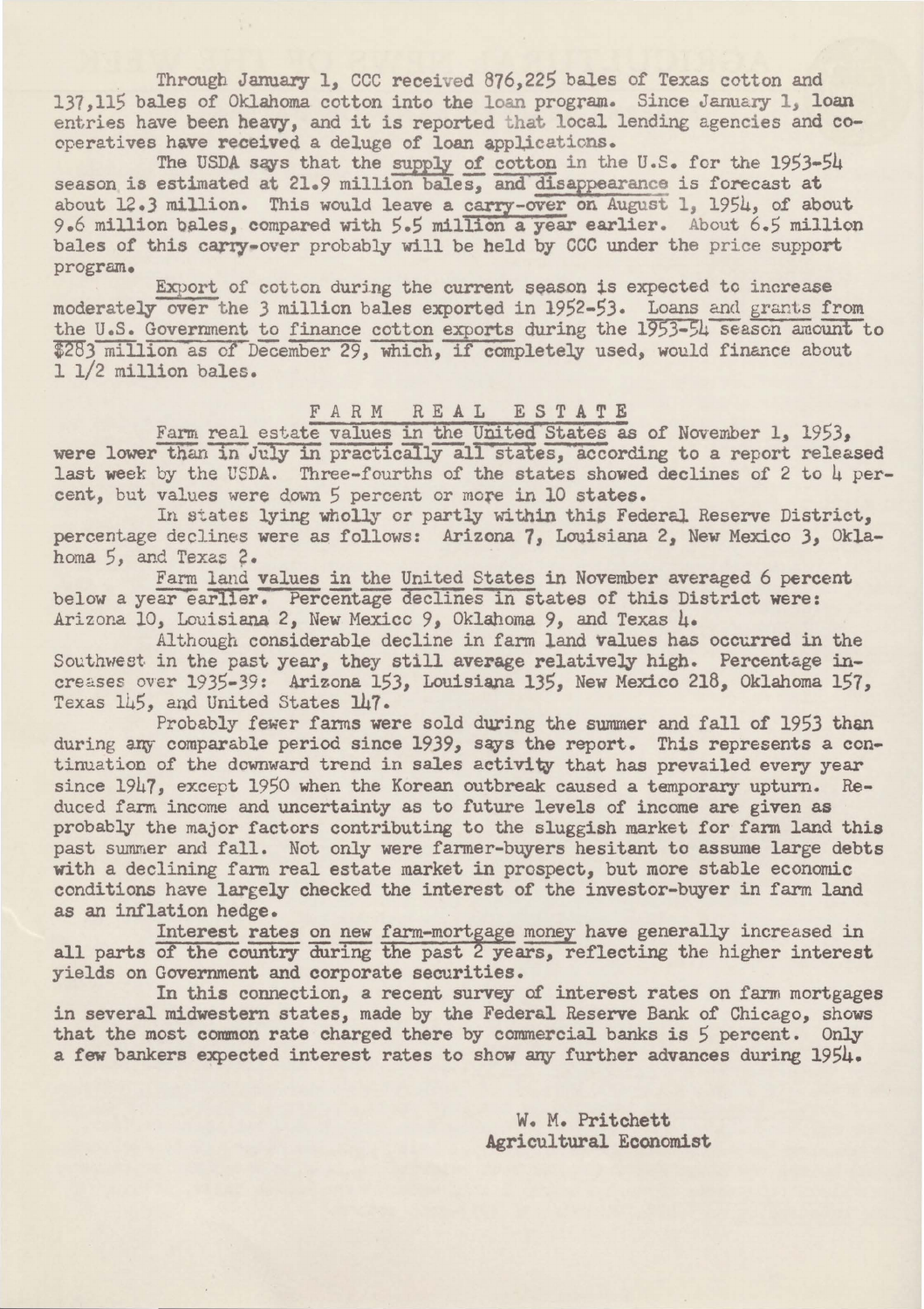Through January 1, CCC received 876,225 bales of Texas cotton and 137,115 bales of Oklahoma cotton into the loan program. Since January 1, loan entries have been heavy, and it is reported that local lending agencies and cooperatives have received a deluge of loan applications.

The USDA says that the supply of cotton in the U.S. for the 1953-54 season is estimated at 21.9 million bales, and disappearance is forecast at about 12.3 million. This would leave a carry-over on August 1, 1954, of about 9.6 million bales, compared with 5.5 million a year earlier. About 6.5 million bales of this carry-over probably will be held by CCC under the price support program.

Export of cotton during the current season is expected to increase moderately over the 3 million bales exported in 1952-53. Loans and grants from the U.S. Government to finance cotton exports during the 1953-54 season amount to $283 million as of December 29, which, if completely used, would finance about 1 1/2 million bales.

## FARM REAL ESTATE

Farm real estate values in the United States as of November 1, 1953, were lower than in July in practically all states, according to a report released last week by the USDA. Three-fourths of the states showed declines of 2 to 4 percent, but values were down 5 percent or more in 10 states.

In states lying wholly or partly within this Federal Reserve District, percentage declines were as follows: Arizona 7, Louisiana 2, New Mexico 3, Oklahoma 5, and Texas 2.

Farm land values in the United States in November averaged 6 percent below a year earlier. Percentage declines in states of this District were: Arizona 10, Louisiana 2, New Mexico 9, Oklahoma 9, and Texas 4.

Although considerable decline in farm land values has occurred in the Southwest in the past year, they still average relatively high. Percentage increases over 1935-39: Arizona 153, Louisiana 135, New Mexico 218, Oklahoma 157, Texas 145, and United States 147.

Probably fewer farms were sold during the summer and fall of 1953 than during any comparable period since 1939, says the report. This represents a continuation of the downward trend in sales activity that has prevailed every year since 1947, except 1950 when the Korean outbreak caused a temporary upturn. Reduced farm income and uncertainty as to future levels of income are given as probably the major factors contributing to the sluggish market for farm land this past summer and fall. Not only were farmer-buyers hesitant to assume large debts with a declining farm real estate market in prospect, but more stable economic conditions have largely checked the interest of the investor-buyer in farm land as an inflation hedge.

Interest rates on new farm-mortgage money have generally increased in all parts of the country during the past 2 years, reflecting the higher interest yields on Government and corporate securities.

In this connection, a recent survey of interest rates on farm mortgages in several midwestern states, made by the Federal Reserve Bank of Chicago, shows that the most common rate charged there by commercial banks is 5 percent. Only a few bankers expected interest rates to show any further advances during 1954.

W. M. Pritchett
Agricultural Economist